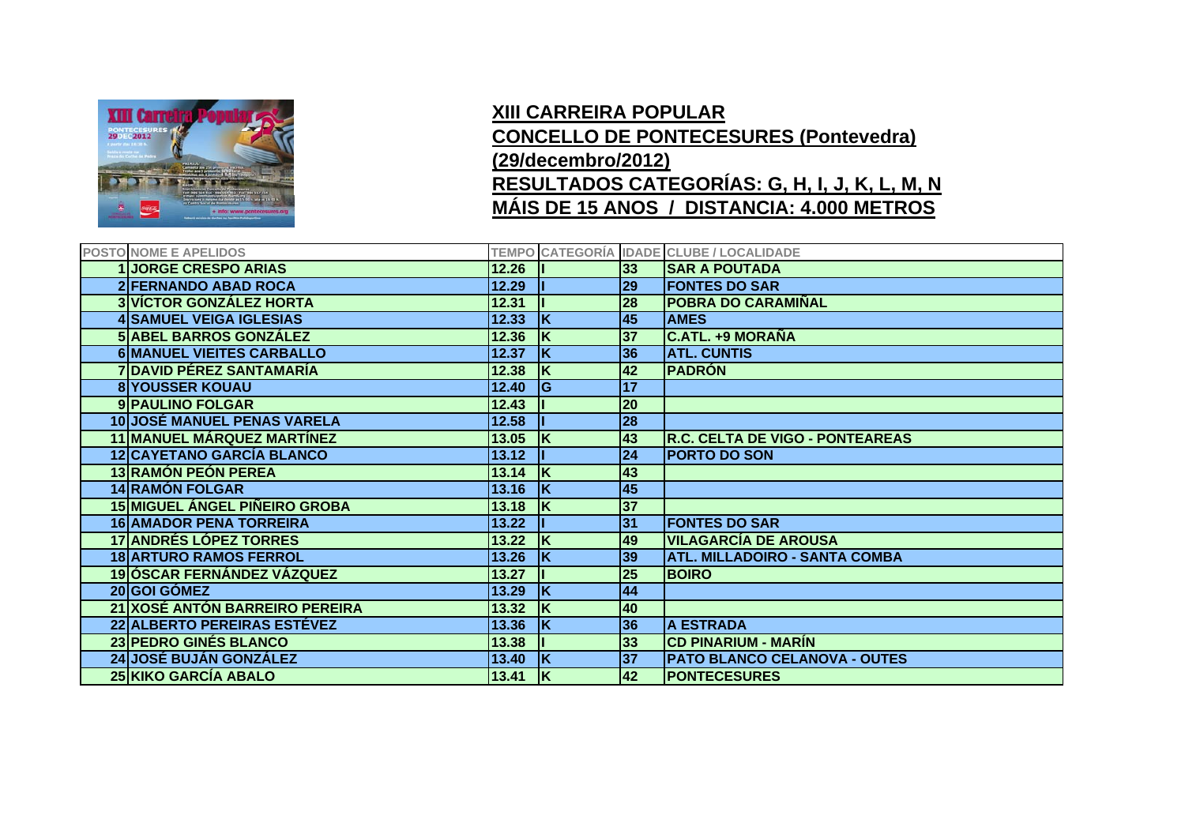## XIII CARREIRA POPULAR
## CONCELLO DE PONTECESURES (Pontevedra)
## (29/decembro/2012)
## RESULTADOS CATEGORÍAS: G, H, I, J, K, L, M, N
## MÁIS DE 15 ANOS / DISTANCIA: 4.000 METROS

| POSTO | NOME E APELIDOS | TEMPO | CATEGORÍA | IDADE | CLUBE / LOCALIDADE |
|---|---|---|---|---|---|
| 1 | JORGE CRESPO ARIAS | 12.26 | I | 33 | SAR A POUTADA |
| 2 | FERNANDO ABAD ROCA | 12.29 | I | 29 | FONTES DO SAR |
| 3 | VÍCTOR GONZÁLEZ HORTA | 12.31 | I | 28 | POBRA DO CARAMIÑAL |
| 4 | SAMUEL VEIGA IGLESIAS | 12.33 | K | 45 | AMES |
| 5 | ABEL BARROS GONZÁLEZ | 12.36 | K | 37 | C.ATL. +9 MORAÑA |
| 6 | MANUEL VIEITES CARBALLO | 12.37 | K | 36 | ATL. CUNTIS |
| 7 | DAVID PÉREZ SANTAMARÍA | 12.38 | K | 42 | PADRÓN |
| 8 | YOUSSER KOUAU | 12.40 | G | 17 | |
| 9 | PAULINO FOLGAR | 12.43 | I | 20 | |
| 10 | JOSÉ MANUEL PENAS VARELA | 12.58 | I | 28 | |
| 11 | MANUEL MÁRQUEZ MARTÍNEZ | 13.05 | K | 43 | R.C. CELTA DE VIGO - PONTEAREAS |
| 12 | CAYETANO GARCÍA BLANCO | 13.12 | I | 24 | PORTO DO SON |
| 13 | RAMÓN PEÓN PEREA | 13.14 | K | 43 | |
| 14 | RAMÓN FOLGAR | 13.16 | K | 45 | |
| 15 | MIGUEL ÁNGEL PIÑEIRO GROBA | 13.18 | K | 37 | |
| 16 | AMADOR PENA TORREIRA | 13.22 | I | 31 | FONTES DO SAR |
| 17 | ANDRÉS LÓPEZ TORRES | 13.22 | K | 49 | VILAGARCÍA DE AROUSA |
| 18 | ARTURO RAMOS FERROL | 13.26 | K | 39 | ATL. MILLADOIRO - SANTA COMBA |
| 19 | ÓSCAR FERNÁNDEZ VÁZQUEZ | 13.27 | I | 25 | BOIRO |
| 20 | GOI GÓMEZ | 13.29 | K | 44 | |
| 21 | XOSÉ ANTÓN BARREIRO PEREIRA | 13.32 | K | 40 | |
| 22 | ALBERTO PEREIRAS ESTÉVEZ | 13.36 | K | 36 | A ESTRADA |
| 23 | PEDRO GINÉS BLANCO | 13.38 | I | 33 | CD PINARIUM - MARÍN |
| 24 | JOSÉ BUJÁN GONZÁLEZ | 13.40 | K | 37 | PATO BLANCO CELANOVA - OUTES |
| 25 | KIKO GARCÍA ABALO | 13.41 | K | 42 | PONTECESURES |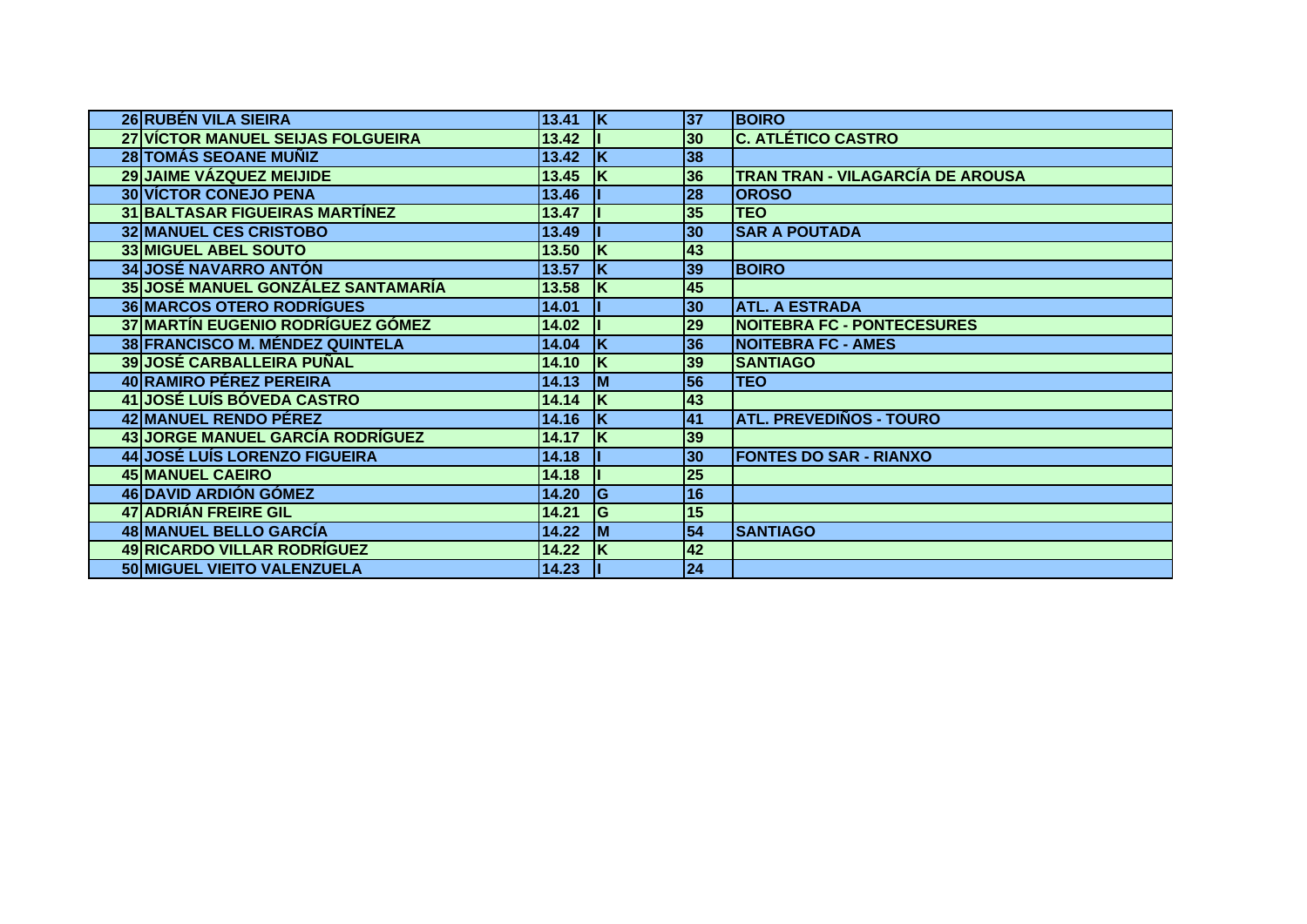| | | | | | |
|---|---|---|---|---|---|
| 26 | RUBÉN VILA SIEIRA | 13.41 | K | 37 | BOIRO |
| 27 | VÍCTOR MANUEL SEIJAS FOLGUEIRA | 13.42 | I | 30 | C. ATLÉTICO CASTRO |
| 28 | TOMÁS SEOANE MUÑIZ | 13.42 | K | 38 | |
| 29 | JAIME VÁZQUEZ MEIJIDE | 13.45 | K | 36 | TRAN TRAN - VILAGARCÍA DE AROUSA |
| 30 | VÍCTOR CONEJO PENA | 13.46 | I | 28 | OROSO |
| 31 | BALTASAR FIGUEIRAS MARTÍNEZ | 13.47 | I | 35 | TEO |
| 32 | MANUEL CES CRISTOBO | 13.49 | I | 30 | SAR A POUTADA |
| 33 | MIGUEL ABEL SOUTO | 13.50 | K | 43 | |
| 34 | JOSÉ NAVARRO ANTÓN | 13.57 | K | 39 | BOIRO |
| 35 | JOSÉ MANUEL GONZÁLEZ SANTAMARÍA | 13.58 | K | 45 | |
| 36 | MARCOS OTERO RODRÍGUES | 14.01 | I | 30 | ATL. A ESTRADA |
| 37 | MARTÍN EUGENIO RODRÍGUEZ GÓMEZ | 14.02 | I | 29 | NOITEBRA FC - PONTECESURES |
| 38 | FRANCISCO M. MÉNDEZ QUINTELA | 14.04 | K | 36 | NOITEBRA FC - AMES |
| 39 | JOSÉ CARBALLEIRA PUÑAL | 14.10 | K | 39 | SANTIAGO |
| 40 | RAMIRO PÉREZ PEREIRA | 14.13 | M | 56 | TEO |
| 41 | JOSÉ LUÍS BÓVEDA CASTRO | 14.14 | K | 43 | |
| 42 | MANUEL RENDO PÉREZ | 14.16 | K | 41 | ATL. PREVEDIÑOS - TOURO |
| 43 | JORGE MANUEL GARCÍA RODRÍGUEZ | 14.17 | K | 39 | |
| 44 | JOSÉ LUÍS LORENZO FIGUEIRA | 14.18 | I | 30 | FONTES DO SAR - RIANXO |
| 45 | MANUEL CAEIRO | 14.18 | I | 25 | |
| 46 | DAVID ARDIÓN GÓMEZ | 14.20 | G | 16 | |
| 47 | ADRIÁN FREIRE GIL | 14.21 | G | 15 | |
| 48 | MANUEL BELLO GARCÍA | 14.22 | M | 54 | SANTIAGO |
| 49 | RICARDO VILLAR RODRÍGUEZ | 14.22 | K | 42 | |
| 50 | MIGUEL VIEITO VALENZUELA | 14.23 | I | 24 | |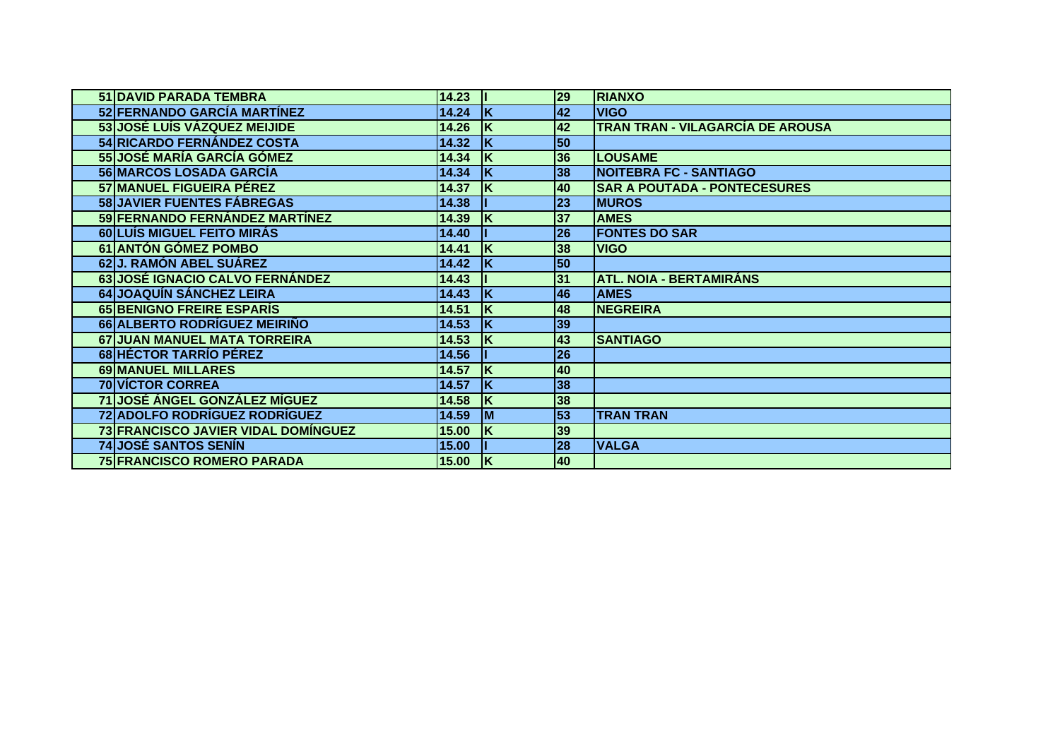| | | | | | |
|---|---|---|---|---|---|
| 51 | DAVID PARADA TEMBRA | 14.23 | I | 29 | RIANXO |
| 52 | FERNANDO GARCÍA MARTÍNEZ | 14.24 | K | 42 | VIGO |
| 53 | JOSÉ LUÍS VÁZQUEZ MEIJIDE | 14.26 | K | 42 | TRAN TRAN - VILAGARCÍA DE AROUSA |
| 54 | RICARDO FERNÁNDEZ COSTA | 14.32 | K | 50 | |
| 55 | JOSÉ MARÍA GARCÍA GÓMEZ | 14.34 | K | 36 | LOUSAME |
| 56 | MARCOS LOSADA GARCÍA | 14.34 | K | 38 | NOITEBRA FC - SANTIAGO |
| 57 | MANUEL FIGUEIRA PÉREZ | 14.37 | K | 40 | SAR A POUTADA - PONTECESURES |
| 58 | JAVIER FUENTES FÁBREGAS | 14.38 | I | 23 | MUROS |
| 59 | FERNANDO FERNÁNDEZ MARTÍNEZ | 14.39 | K | 37 | AMES |
| 60 | LUÍS MIGUEL FEITO MIRÁS | 14.40 | I | 26 | FONTES DO SAR |
| 61 | ANTÓN GÓMEZ POMBO | 14.41 | K | 38 | VIGO |
| 62 | J. RAMÓN ABEL SUÁREZ | 14.42 | K | 50 | |
| 63 | JOSÉ IGNACIO CALVO FERNÁNDEZ | 14.43 | I | 31 | ATL. NOIA - BERTAMIRÁNS |
| 64 | JOAQUÍN SÁNCHEZ LEIRA | 14.43 | K | 46 | AMES |
| 65 | BENIGNO FREIRE ESPARÍS | 14.51 | K | 48 | NEGREIRA |
| 66 | ALBERTO RODRÍGUEZ MEIRIÑO | 14.53 | K | 39 | |
| 67 | JUAN MANUEL MATA TORREIRA | 14.53 | K | 43 | SANTIAGO |
| 68 | HÉCTOR TARRÍO PÉREZ | 14.56 | I | 26 | |
| 69 | MANUEL MILLARES | 14.57 | K | 40 | |
| 70 | VÍCTOR CORREA | 14.57 | K | 38 | |
| 71 | JOSÉ ÁNGEL GONZÁLEZ MÍGUEZ | 14.58 | K | 38 | |
| 72 | ADOLFO RODRÍGUEZ RODRÍGUEZ | 14.59 | M | 53 | TRAN TRAN |
| 73 | FRANCISCO JAVIER VIDAL DOMÍNGUEZ | 15.00 | K | 39 | |
| 74 | JOSÉ SANTOS SENÍN | 15.00 | I | 28 | VALGA |
| 75 | FRANCISCO ROMERO PARADA | 15.00 | K | 40 | |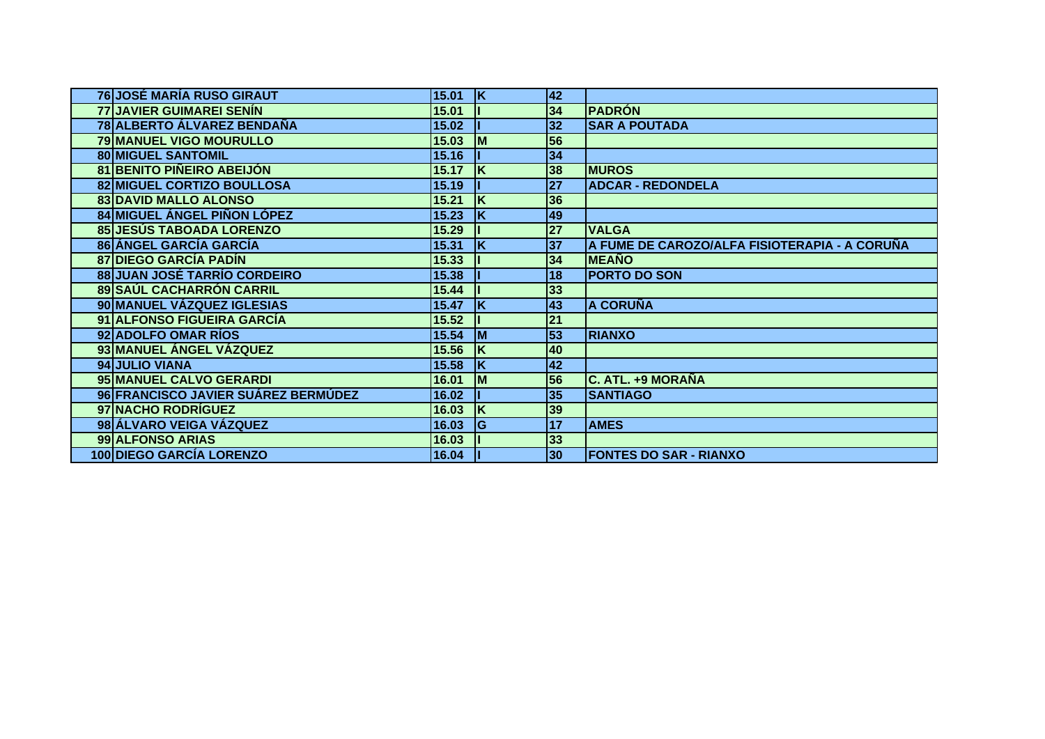| | | | | | |
|---|---|---|---|---|---|
| 76 | JOSÉ MARÍA RUSO GIRAUT | 15.01 | K | 42 | |
| 77 | JAVIER GUIMAREI SENÍN | 15.01 | I | 34 | PADRÓN |
| 78 | ALBERTO ÁLVAREZ BENDAÑA | 15.02 | I | 32 | SAR A POUTADA |
| 79 | MANUEL VIGO MOURULLO | 15.03 | M | 56 | |
| 80 | MIGUEL SANTOMIL | 15.16 | I | 34 | |
| 81 | BENITO PIÑEIRO ABEIJÓN | 15.17 | K | 38 | MUROS |
| 82 | MIGUEL CORTIZO BOULLOSA | 15.19 | I | 27 | ADCAR - REDONDELA |
| 83 | DAVID MALLO ALONSO | 15.21 | K | 36 | |
| 84 | MIGUEL ÁNGEL PIÑON LÓPEZ | 15.23 | K | 49 | |
| 85 | JESÚS TABOADA LORENZO | 15.29 | I | 27 | VALGA |
| 86 | ÁNGEL GARCÍA GARCÍA | 15.31 | K | 37 | A FUME DE CAROZO/ALFA FISIOTERAPIA - A CORUÑA |
| 87 | DIEGO GARCÍA PADÍN | 15.33 | I | 34 | MEAÑO |
| 88 | JUAN JOSÉ TARRÍO CORDEIRO | 15.38 | I | 18 | PORTO DO SON |
| 89 | SAÚL CACHARRÓN CARRIL | 15.44 | I | 33 | |
| 90 | MANUEL VÁZQUEZ IGLESIAS | 15.47 | K | 43 | A CORUÑA |
| 91 | ALFONSO FIGUEIRA GARCÍA | 15.52 | I | 21 | |
| 92 | ADOLFO OMAR RÍOS | 15.54 | M | 53 | RIANXO |
| 93 | MANUEL ÁNGEL VÁZQUEZ | 15.56 | K | 40 | |
| 94 | JULIO VIANA | 15.58 | K | 42 | |
| 95 | MANUEL CALVO GERARDI | 16.01 | M | 56 | C. ATL. +9 MORAÑA |
| 96 | FRANCISCO JAVIER SUÁREZ BERMÚDEZ | 16.02 | I | 35 | SANTIAGO |
| 97 | NACHO RODRÍGUEZ | 16.03 | K | 39 | |
| 98 | ÁLVARO VEIGA VÁZQUEZ | 16.03 | G | 17 | AMES |
| 99 | ALFONSO ARIAS | 16.03 | I | 33 | |
| 100 | DIEGO GARCÍA LORENZO | 16.04 | I | 30 | FONTES DO SAR - RIANXO |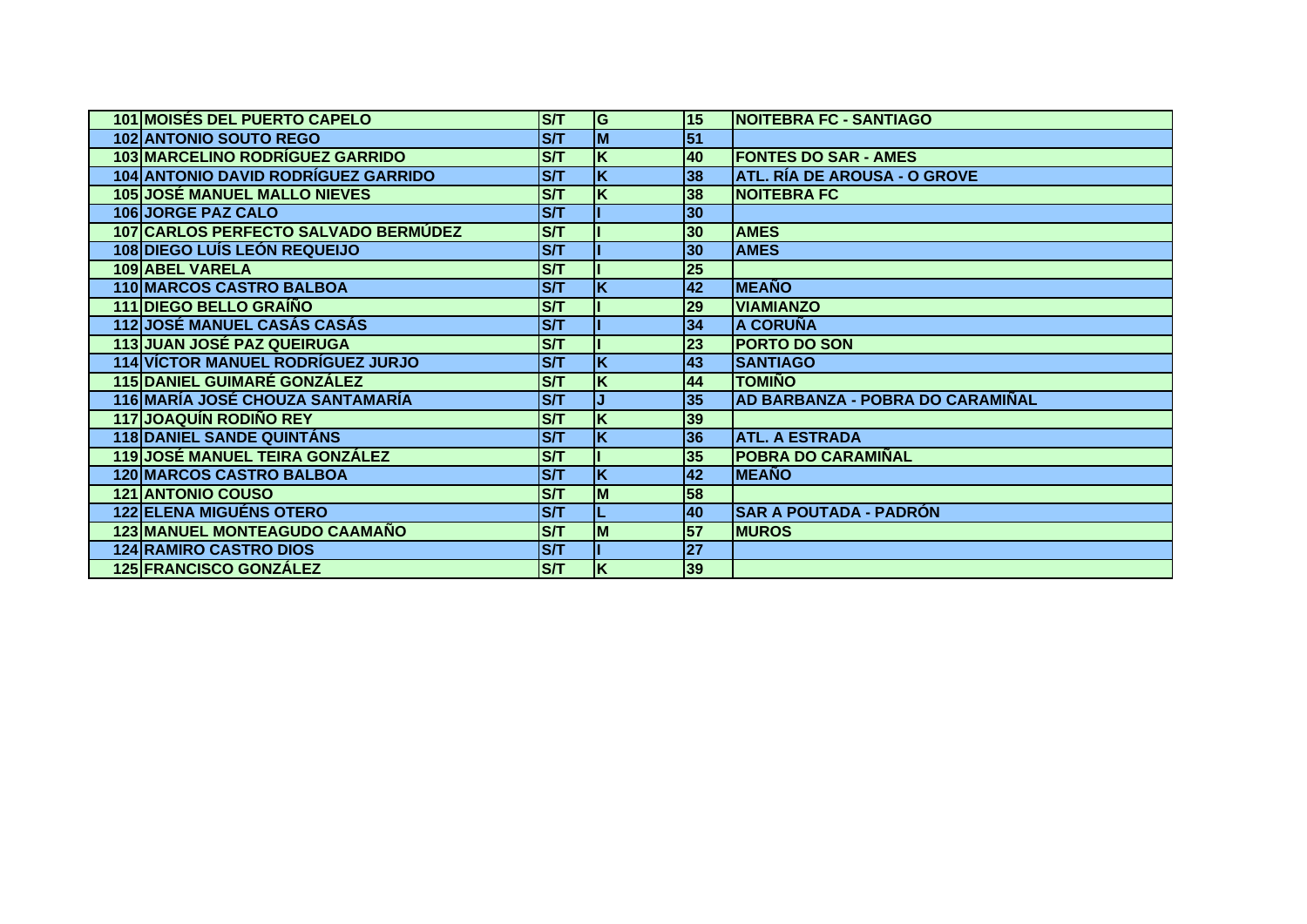| | | | | | |
|---|---|---|---|---|---|
| 101 | MOISÉS DEL PUERTO CAPELO | S/T | G | 15 | NOITEBRA FC - SANTIAGO |
| 102 | ANTONIO SOUTO REGO | S/T | M | 51 | |
| 103 | MARCELINO RODRÍGUEZ GARRIDO | S/T | K | 40 | FONTES DO SAR - AMES |
| 104 | ANTONIO DAVID RODRÍGUEZ GARRIDO | S/T | K | 38 | ATL. RÍA DE AROUSA - O GROVE |
| 105 | JOSÉ MANUEL MALLO NIEVES | S/T | K | 38 | NOITEBRA FC |
| 106 | JORGE PAZ CALO | S/T | I | 30 | |
| 107 | CARLOS PERFECTO SALVADO BERMÚDEZ | S/T | I | 30 | AMES |
| 108 | DIEGO LUÍS LEÓN REQUEIJO | S/T | I | 30 | AMES |
| 109 | ABEL VARELA | S/T | I | 25 | |
| 110 | MARCOS CASTRO BALBOA | S/T | K | 42 | MEAÑO |
| 111 | DIEGO BELLO GRAÍÑO | S/T | I | 29 | VIAMIANZO |
| 112 | JOSÉ MANUEL CASÁS CASÁS | S/T | I | 34 | A CORUÑA |
| 113 | JUAN JOSÉ PAZ QUEIRUGA | S/T | I | 23 | PORTO DO SON |
| 114 | VÍCTOR MANUEL RODRÍGUEZ JURJO | S/T | K | 43 | SANTIAGO |
| 115 | DANIEL GUIMARÉ GONZÁLEZ | S/T | K | 44 | TOMIÑO |
| 116 | MARÍA JOSÉ CHOUZA SANTAMARÍA | S/T | J | 35 | AD BARBANZA - POBRA DO CARAMIÑAL |
| 117 | JOAQUÍN RODIÑO REY | S/T | K | 39 | |
| 118 | DANIEL SANDE QUINTÁNS | S/T | K | 36 | ATL. A ESTRADA |
| 119 | JOSÉ MANUEL TEIRA GONZÁLEZ | S/T | I | 35 | POBRA DO CARAMIÑAL |
| 120 | MARCOS CASTRO BALBOA | S/T | K | 42 | MEAÑO |
| 121 | ANTONIO COUSO | S/T | M | 58 | |
| 122 | ELENA MIGUÉNS OTERO | S/T | L | 40 | SAR A POUTADA - PADRÓN |
| 123 | MANUEL MONTEAGUDO CAAMAÑO | S/T | M | 57 | MUROS |
| 124 | RAMIRO CASTRO DIOS | S/T | I | 27 | |
| 125 | FRANCISCO GONZÁLEZ | S/T | K | 39 | |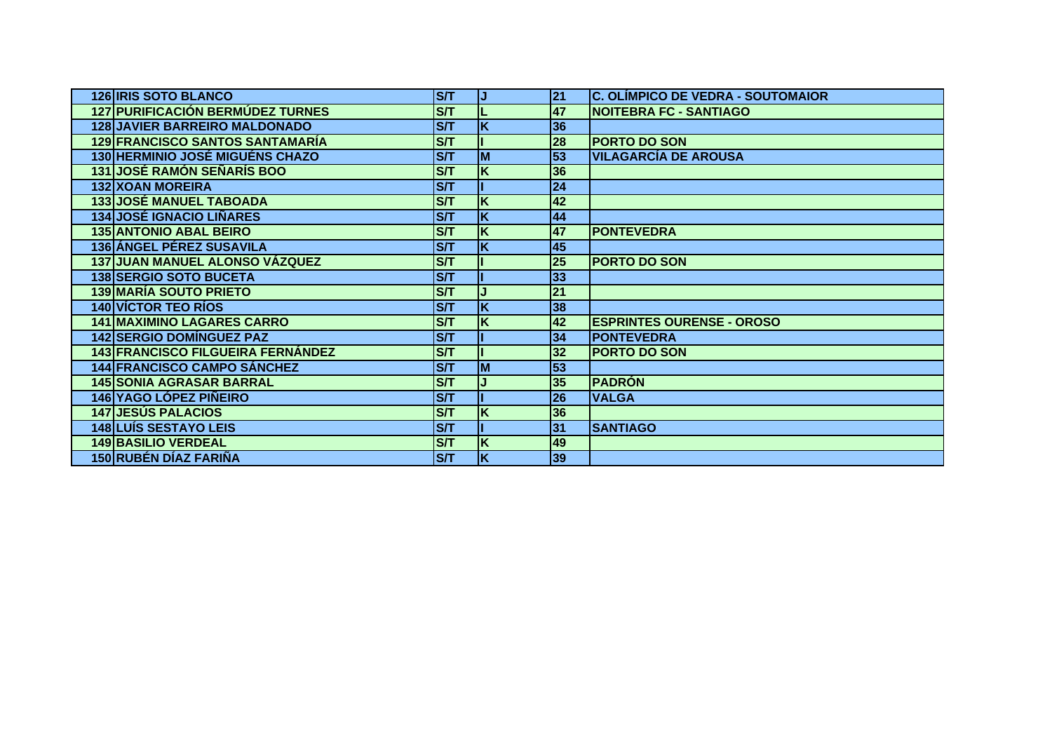| | | | | | |
|---|---|---|---|---|---|
| 126 | IRIS SOTO BLANCO | S/T | J | 21 | C. OLÍMPICO DE VEDRA - SOUTOMAIOR |
| 127 | PURIFICACIÓN BERMÚDEZ TURNES | S/T | L | 47 | NOITEBRA FC - SANTIAGO |
| 128 | JAVIER BARREIRO MALDONADO | S/T | K | 36 | |
| 129 | FRANCISCO SANTOS SANTAMARÍA | S/T | I | 28 | PORTO DO SON |
| 130 | HERMINIO JOSÉ MIGUÉNS CHAZO | S/T | M | 53 | VILAGARCÍA DE AROUSA |
| 131 | JOSÉ RAMÓN SEÑARÍS BOO | S/T | K | 36 | |
| 132 | XOAN MOREIRA | S/T | I | 24 | |
| 133 | JOSÉ MANUEL TABOADA | S/T | K | 42 | |
| 134 | JOSÉ IGNACIO LIÑARES | S/T | K | 44 | |
| 135 | ANTONIO ABAL BEIRO | S/T | K | 47 | PONTEVEDRA |
| 136 | ÁNGEL PÉREZ SUSAVILA | S/T | K | 45 | |
| 137 | JUAN MANUEL ALONSO VÁZQUEZ | S/T | I | 25 | PORTO DO SON |
| 138 | SERGIO SOTO BUCETA | S/T | I | 33 | |
| 139 | MARÍA SOUTO PRIETO | S/T | J | 21 | |
| 140 | VÍCTOR TEO RÍOS | S/T | K | 38 | |
| 141 | MAXIMINO LAGARES CARRO | S/T | K | 42 | ESPRINTES OURENSE - OROSO |
| 142 | SERGIO DOMÍNGUEZ PAZ | S/T | I | 34 | PONTEVEDRA |
| 143 | FRANCISCO FILGUEIRA FERNÁNDEZ | S/T | I | 32 | PORTO DO SON |
| 144 | FRANCISCO CAMPO SÁNCHEZ | S/T | M | 53 | |
| 145 | SONIA AGRASAR BARRAL | S/T | J | 35 | PADRÓN |
| 146 | YAGO LÓPEZ PIÑEIRO | S/T | I | 26 | VALGA |
| 147 | JESÚS PALACIOS | S/T | K | 36 | |
| 148 | LUÍS SESTAYO LEIS | S/T | I | 31 | SANTIAGO |
| 149 | BASILIO VERDEAL | S/T | K | 49 | |
| 150 | RUBÉN DÍAZ FARIÑA | S/T | K | 39 | |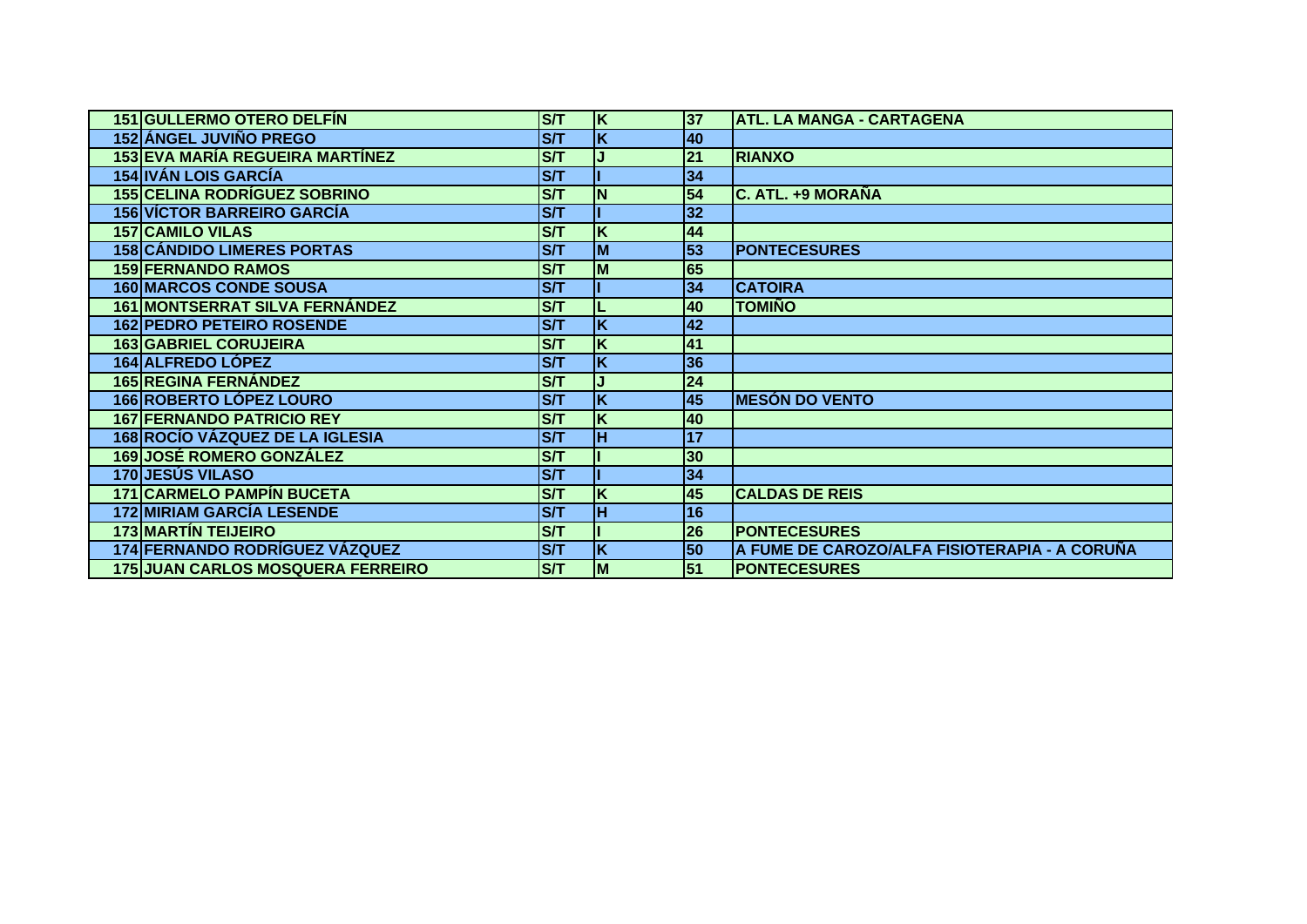| | | | | | |
|---|---|---|---|---|---|
| 151 | GULLERMO OTERO DELFÍN | S/T | K | 37 | ATL. LA MANGA - CARTAGENA |
| 152 | ÁNGEL JUVIÑO PREGO | S/T | K | 40 | |
| 153 | EVA MARÍA REGUEIRA MARTÍNEZ | S/T | J | 21 | RIANXO |
| 154 | IVÁN LOIS GARCÍA | S/T | I | 34 | |
| 155 | CELINA RODRÍGUEZ SOBRINO | S/T | N | 54 | C. ATL. +9 MORAÑA |
| 156 | VÍCTOR BARREIRO GARCÍA | S/T | I | 32 | |
| 157 | CAMILO VILAS | S/T | K | 44 | |
| 158 | CÁNDIDO LIMERES PORTAS | S/T | M | 53 | PONTECESURES |
| 159 | FERNANDO RAMOS | S/T | M | 65 | |
| 160 | MARCOS CONDE SOUSA | S/T | I | 34 | CATOIRA |
| 161 | MONTSERRAT SILVA FERNÁNDEZ | S/T | L | 40 | TOMIÑO |
| 162 | PEDRO PETEIRO ROSENDE | S/T | K | 42 | |
| 163 | GABRIEL CORUJEIRA | S/T | K | 41 | |
| 164 | ALFREDO LÓPEZ | S/T | K | 36 | |
| 165 | REGINA FERNÁNDEZ | S/T | J | 24 | |
| 166 | ROBERTO LÓPEZ LOURO | S/T | K | 45 | MESÓN DO VENTO |
| 167 | FERNANDO PATRICIO REY | S/T | K | 40 | |
| 168 | ROCÍO VÁZQUEZ DE LA IGLESIA | S/T | H | 17 | |
| 169 | JOSÉ ROMERO GONZÁLEZ | S/T | I | 30 | |
| 170 | JESÚS VILASO | S/T | I | 34 | |
| 171 | CARMELO PAMPÍN BUCETA | S/T | K | 45 | CALDAS DE REIS |
| 172 | MIRIAM GARCÍA LESENDE | S/T | H | 16 | |
| 173 | MARTÍN TEIJEIRO | S/T | I | 26 | PONTECESURES |
| 174 | FERNANDO RODRÍGUEZ VÁZQUEZ | S/T | K | 50 | A FUME DE CAROZO/ALFA FISIOTERAPIA - A CORUÑA |
| 175 | JUAN CARLOS MOSQUERA FERREIRO | S/T | M | 51 | PONTECESURES |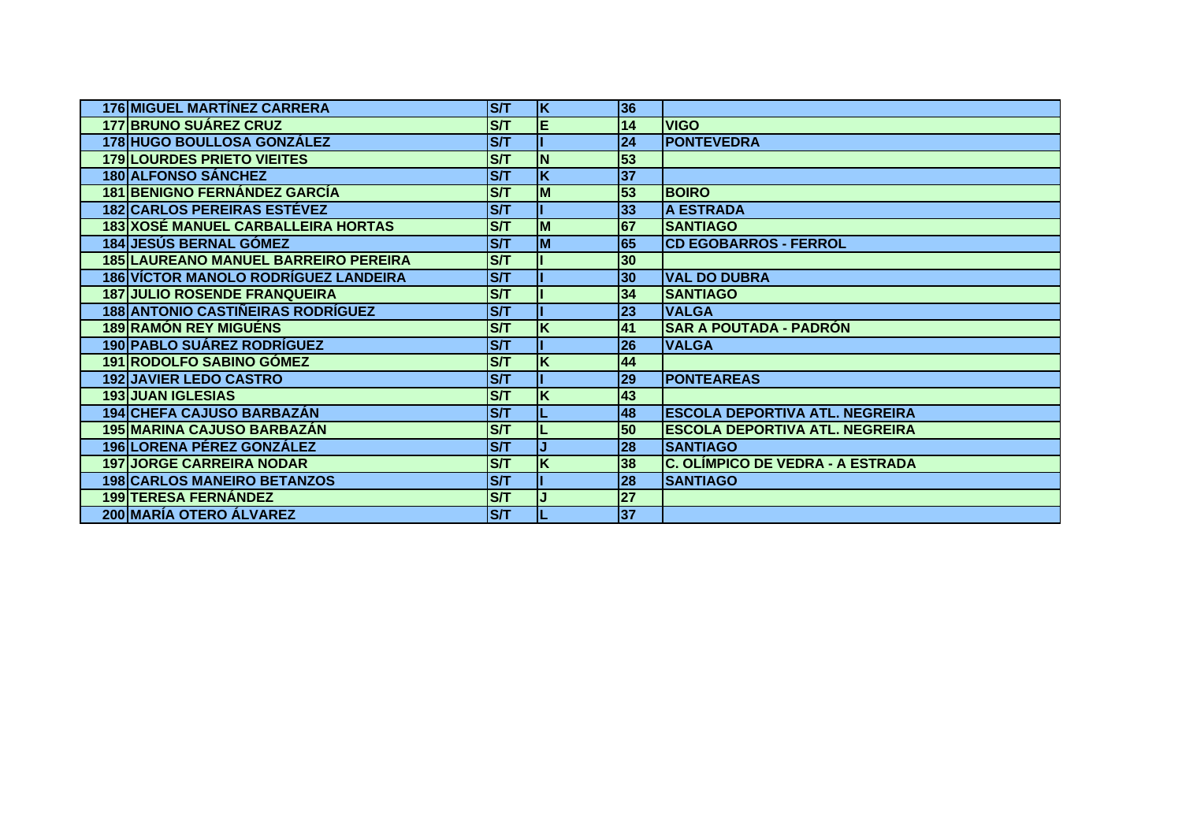| | | | | | |
|---|---|---|---|---|---|
| 176 | MIGUEL MARTÍNEZ CARRERA | S/T | K | 36 | |
| 177 | BRUNO SUÁREZ CRUZ | S/T | E | 14 | VIGO |
| 178 | HUGO BOULLOSA GONZÁLEZ | S/T | I | 24 | PONTEVEDRA |
| 179 | LOURDES PRIETO VIEITES | S/T | N | 53 | |
| 180 | ALFONSO SÁNCHEZ | S/T | K | 37 | |
| 181 | BENIGNO FERNÁNDEZ GARCÍA | S/T | M | 53 | BOIRO |
| 182 | CARLOS PEREIRAS ESTÉVEZ | S/T | I | 33 | A ESTRADA |
| 183 | XOSÉ MANUEL CARBALLEIRA HORTAS | S/T | M | 67 | SANTIAGO |
| 184 | JESÚS BERNAL GÓMEZ | S/T | M | 65 | CD EGOBARROS - FERROL |
| 185 | LAUREANO MANUEL BARREIRO PEREIRA | S/T | I | 30 | |
| 186 | VÍCTOR MANOLO RODRÍGUEZ LANDEIRA | S/T | I | 30 | VAL DO DUBRA |
| 187 | JULIO ROSENDE FRANQUEIRA | S/T | I | 34 | SANTIAGO |
| 188 | ANTONIO CASTIÑEIRAS RODRÍGUEZ | S/T | I | 23 | VALGA |
| 189 | RAMÓN REY MIGUÉNS | S/T | K | 41 | SAR A POUTADA - PADRÓN |
| 190 | PABLO SUÁREZ RODRÍGUEZ | S/T | I | 26 | VALGA |
| 191 | RODOLFO SABINO GÓMEZ | S/T | K | 44 | |
| 192 | JAVIER LEDO CASTRO | S/T | I | 29 | PONTEAREAS |
| 193 | JUAN IGLESIAS | S/T | K | 43 | |
| 194 | CHEFA CAJUSO BARBAZÁN | S/T | L | 48 | ESCOLA DEPORTIVA ATL. NEGREIRA |
| 195 | MARINA CAJUSO BARBAZÁN | S/T | L | 50 | ESCOLA DEPORTIVA ATL. NEGREIRA |
| 196 | LORENA PÉREZ GONZÁLEZ | S/T | J | 28 | SANTIAGO |
| 197 | JORGE CARREIRA NODAR | S/T | K | 38 | C. OLÍMPICO DE VEDRA - A ESTRADA |
| 198 | CARLOS MANEIRO BETANZOS | S/T | I | 28 | SANTIAGO |
| 199 | TERESA FERNÁNDEZ | S/T | J | 27 | |
| 200 | MARÍA OTERO ÁLVAREZ | S/T | L | 37 | |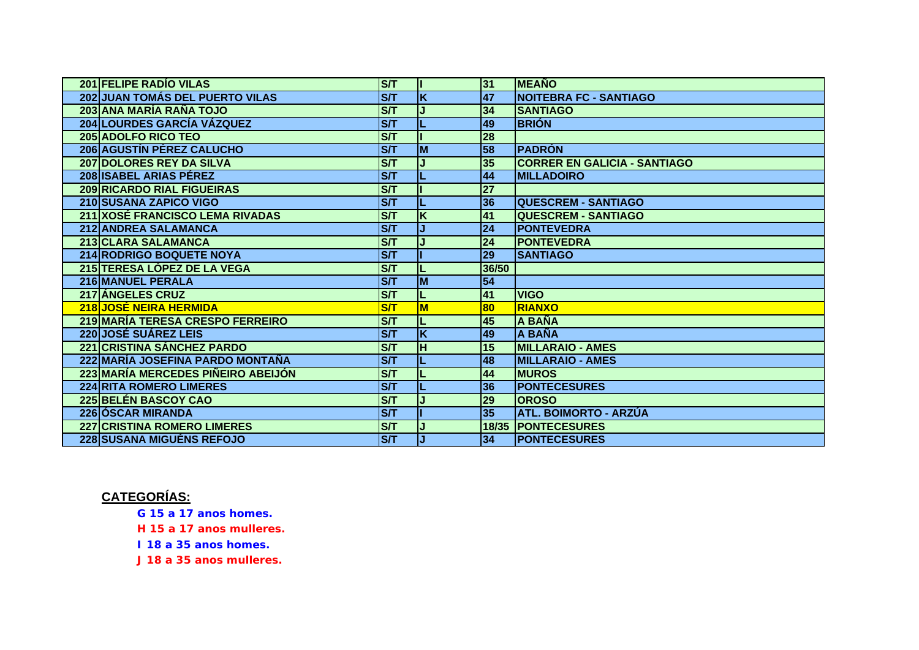| | | | | | |
|---|---|---|---|---|---|
| 201 | FELIPE RADÍO VILAS | S/T | I | 31 | MEAÑO |
| 202 | JUAN TOMÁS DEL PUERTO VILAS | S/T | K | 47 | NOITEBRA FC - SANTIAGO |
| 203 | ANA MARÍA RAÑA TOJO | S/T | J | 34 | SANTIAGO |
| 204 | LOURDES GARCÍA VÁZQUEZ | S/T | L | 49 | BRIÓN |
| 205 | ADOLFO RICO TEO | S/T | I | 28 | |
| 206 | AGUSTÍN PÉREZ CALUCHO | S/T | M | 58 | PADRÓN |
| 207 | DOLORES REY DA SILVA | S/T | J | 35 | CORRER EN GALICIA - SANTIAGO |
| 208 | ISABEL ARIAS PÉREZ | S/T | L | 44 | MILLADOIRO |
| 209 | RICARDO RIAL FIGUEIRAS | S/T | I | 27 | |
| 210 | SUSANA ZAPICO VIGO | S/T | L | 36 | QUESCREM - SANTIAGO |
| 211 | XOSÉ FRANCISCO LEMA RIVADAS | S/T | K | 41 | QUESCREM - SANTIAGO |
| 212 | ANDREA SALAMANCA | S/T | J | 24 | PONTEVEDRA |
| 213 | CLARA SALAMANCA | S/T | J | 24 | PONTEVEDRA |
| 214 | RODRIGO BOQUETE NOYA | S/T | I | 29 | SANTIAGO |
| 215 | TERESA LÓPEZ DE LA VEGA | S/T | L | 36/50 | |
| 216 | MANUEL PERALA | S/T | M | 54 | |
| 217 | ÁNGELES CRUZ | S/T | L | 41 | VIGO |
| 218 | JOSÉ NEIRA HERMIDA | S/T | M | 80 | RIANXO |
| 219 | MARÍA TERESA CRESPO FERREIRO | S/T | L | 45 | A BAÑA |
| 220 | JOSÉ SUÁREZ LEIS | S/T | K | 49 | A BAÑA |
| 221 | CRISTINA SÁNCHEZ PARDO | S/T | H | 15 | MILLARAIO - AMES |
| 222 | MARÍA JOSEFINA PARDO MONTAÑA | S/T | L | 48 | MILLARAIO - AMES |
| 223 | MARÍA MERCEDES PIÑEIRO ABEIJÓN | S/T | L | 44 | MUROS |
| 224 | RITA ROMERO LIMERES | S/T | L | 36 | PONTECESURES |
| 225 | BELÉN BASCOY CAO | S/T | J | 29 | OROSO |
| 226 | ÓSCAR MIRANDA | S/T | I | 35 | ATL. BOIMORTO - ARZÚA |
| 227 | CRISTINA ROMERO LIMERES | S/T | J | 18/35 | PONTECESURES |
| 228 | SUSANA MIGUÉNS REFOJO | S/T | J | 34 | PONTECESURES |

**CATEGORÍAS:**

**G 15 a 17 anos homes.**

**H 15 a 17 anos mulleres.**

**I 18 a 35 anos homes.**

**J 18 a 35 anos mulleres.**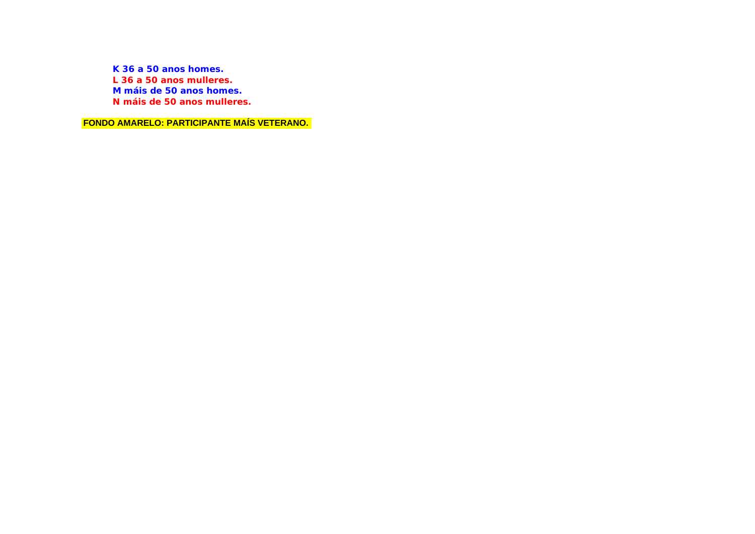**K 36 a 50 anos homes.**
**L 36 a 50 anos mulleres.**
**M máis de 50 anos homes.**
**N máis de 50 anos mulleres.**

**FONDO AMARELO: PARTICIPANTE MAÍS VETERANO.**